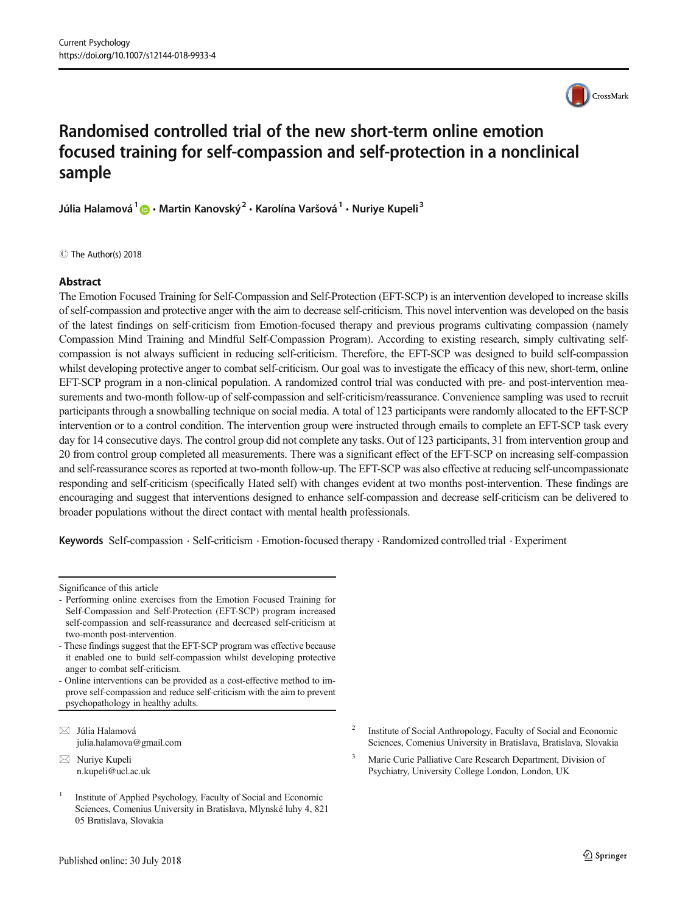Current Psychology
https://doi.org/10.1007/s12144-018-9933-4

# Randomised controlled trial of the new short-term online emotion focused training for self-compassion and self-protection in a nonclinical sample

**Júlia Halamová**[1] **· Martin Kanovský**[2] **· Karolína Varšová**[1] **· Nuriye Kupeli**[3]

© The Author(s) 2018

## Abstract

The Emotion Focused Training for Self-Compassion and Self-Protection (EFT-SCP) is an intervention developed to increase skills of self-compassion and protective anger with the aim to decrease self-criticism. This novel intervention was developed on the basis of the latest findings on self-criticism from Emotion-focused therapy and previous programs cultivating compassion (namely Compassion Mind Training and Mindful Self-Compassion Program). According to existing research, simply cultivating self-compassion is not always sufficient in reducing self-criticism. Therefore, the EFT-SCP was designed to build self-compassion whilst developing protective anger to combat self-criticism. Our goal was to investigate the efficacy of this new, short-term, online EFT-SCP program in a non-clinical population. A randomized control trial was conducted with pre- and post-intervention measurements and two-month follow-up of self-compassion and self-criticism/reassurance. Convenience sampling was used to recruit participants through a snowballing technique on social media. A total of 123 participants were randomly allocated to the EFT-SCP intervention or to a control condition. The intervention group were instructed through emails to complete an EFT-SCP task every day for 14 consecutive days. The control group did not complete any tasks. Out of 123 participants, 31 from intervention group and 20 from control group completed all measurements. There was a significant effect of the EFT-SCP on increasing self-compassion and self-reassurance scores as reported at two-month follow-up. The EFT-SCP was also effective at reducing self-uncompassionate responding and self-criticism (specifically Hated self) with changes evident at two months post-intervention. These findings are encouraging and suggest that interventions designed to enhance self-compassion and decrease self-criticism can be delivered to broader populations without the direct contact with mental health professionals.

**Keywords** Self-compassion · Self-criticism · Emotion-focused therapy · Randomized controlled trial · Experiment

---

Significance of this article

- Performing online exercises from the Emotion Focused Training for Self-Compassion and Self-Protection (EFT-SCP) program increased self-compassion and self-reassurance and decreased self-criticism at two-month post-intervention.
- These findings suggest that the EFT-SCP program was effective because it enabled one to build self-compassion whilst developing protective anger to combat self-criticism.
- Online interventions can be provided as a cost-effective method to improve self-compassion and reduce self-criticism with the aim to prevent psychopathology in healthy adults.

---

✉ Júlia Halamová
julia.halamova@gmail.com

✉ Nuriye Kupeli
n.kupeli@ucl.ac.uk

[1] Institute of Applied Psychology, Faculty of Social and Economic Sciences, Comenius University in Bratislava, Mlynské luhy 4, 821 05 Bratislava, Slovakia

[2] Institute of Social Anthropology, Faculty of Social and Economic Sciences, Comenius University in Bratislava, Bratislava, Slovakia

[3] Marie Curie Palliative Care Research Department, Division of Psychiatry, University College London, London, UK

Published online: 30 July 2018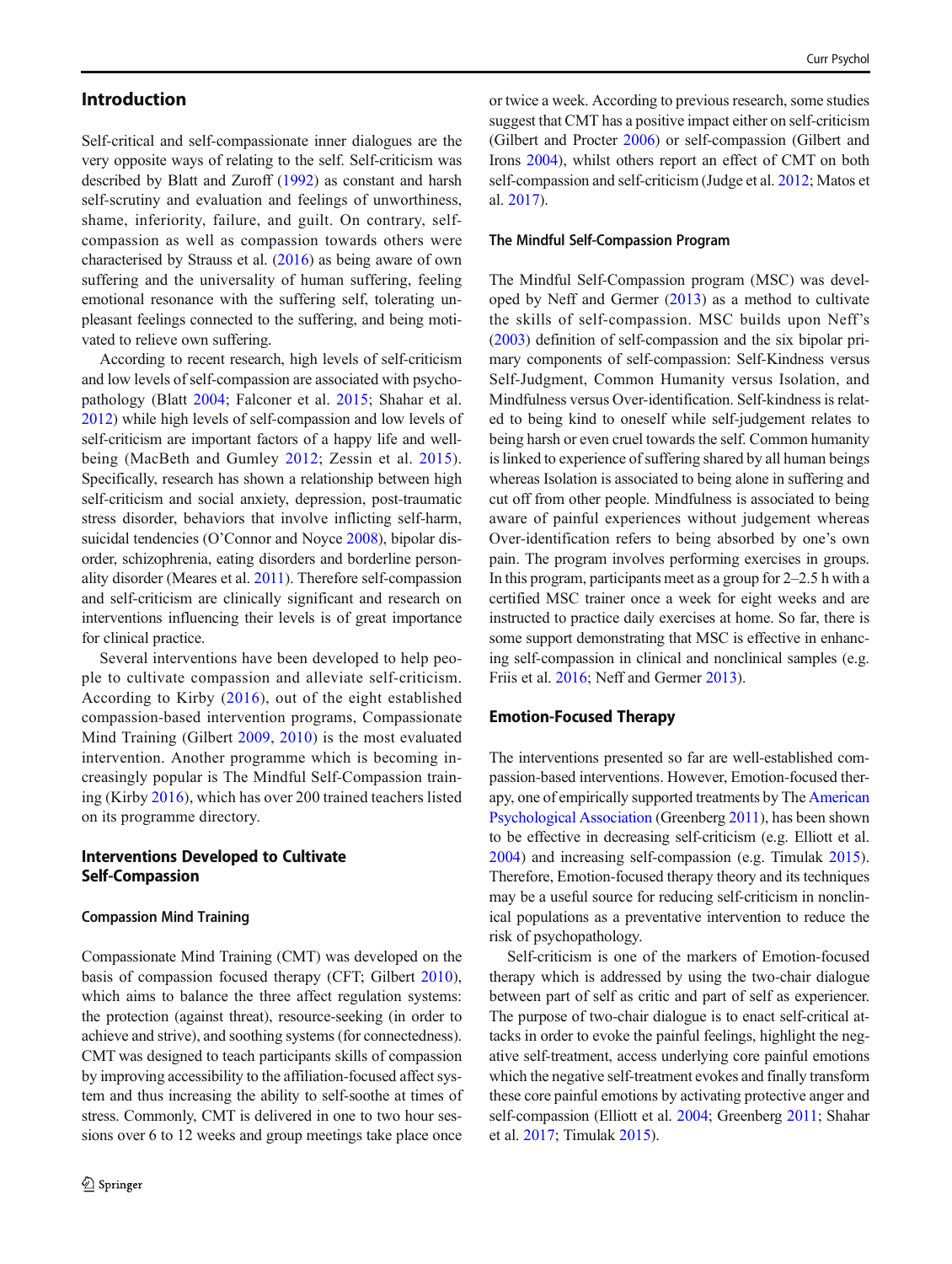## Introduction

Self-critical and self-compassionate inner dialogues are the very opposite ways of relating to the self. Self-criticism was described by Blatt and Zuroff (1992) as constant and harsh self-scrutiny and evaluation and feelings of unworthiness, shame, inferiority, failure, and guilt. On contrary, self-compassion as well as compassion towards others were characterised by Strauss et al. (2016) as being aware of own suffering and the universality of human suffering, feeling emotional resonance with the suffering self, tolerating unpleasant feelings connected to the suffering, and being motivated to relieve own suffering.

According to recent research, high levels of self-criticism and low levels of self-compassion are associated with psychopathology (Blatt 2004; Falconer et al. 2015; Shahar et al. 2012) while high levels of self-compassion and low levels of self-criticism are important factors of a happy life and well-being (MacBeth and Gumley 2012; Zessin et al. 2015). Specifically, research has shown a relationship between high self-criticism and social anxiety, depression, post-traumatic stress disorder, behaviors that involve inflicting self-harm, suicidal tendencies (O'Connor and Noyce 2008), bipolar disorder, schizophrenia, eating disorders and borderline personality disorder (Meares et al. 2011). Therefore self-compassion and self-criticism are clinically significant and research on interventions influencing their levels is of great importance for clinical practice.

Several interventions have been developed to help people to cultivate compassion and alleviate self-criticism. According to Kirby (2016), out of the eight established compassion-based intervention programs, Compassionate Mind Training (Gilbert 2009, 2010) is the most evaluated intervention. Another programme which is becoming increasingly popular is The Mindful Self-Compassion training (Kirby 2016), which has over 200 trained teachers listed on its programme directory.

## Interventions Developed to Cultivate Self-Compassion

### Compassion Mind Training

Compassionate Mind Training (CMT) was developed on the basis of compassion focused therapy (CFT; Gilbert 2010), which aims to balance the three affect regulation systems: the protection (against threat), resource-seeking (in order to achieve and strive), and soothing systems (for connectedness). CMT was designed to teach participants skills of compassion by improving accessibility to the affiliation-focused affect system and thus increasing the ability to self-soothe at times of stress. Commonly, CMT is delivered in one to two hour sessions over 6 to 12 weeks and group meetings take place once or twice a week. According to previous research, some studies suggest that CMT has a positive impact either on self-criticism (Gilbert and Procter 2006) or self-compassion (Gilbert and Irons 2004), whilst others report an effect of CMT on both self-compassion and self-criticism (Judge et al. 2012; Matos et al. 2017).

### The Mindful Self-Compassion Program

The Mindful Self-Compassion program (MSC) was developed by Neff and Germer (2013) as a method to cultivate the skills of self-compassion. MSC builds upon Neff's (2003) definition of self-compassion and the six bipolar primary components of self-compassion: Self-Kindness versus Self-Judgment, Common Humanity versus Isolation, and Mindfulness versus Over-identification. Self-kindness is related to being kind to oneself while self-judgement relates to being harsh or even cruel towards the self. Common humanity is linked to experience of suffering shared by all human beings whereas Isolation is associated to being alone in suffering and cut off from other people. Mindfulness is associated to being aware of painful experiences without judgement whereas Over-identification refers to being absorbed by one's own pain. The program involves performing exercises in groups. In this program, participants meet as a group for 2–2.5 h with a certified MSC trainer once a week for eight weeks and are instructed to practice daily exercises at home. So far, there is some support demonstrating that MSC is effective in enhancing self-compassion in clinical and nonclinical samples (e.g. Friis et al. 2016; Neff and Germer 2013).

## Emotion-Focused Therapy

The interventions presented so far are well-established compassion-based interventions. However, Emotion-focused therapy, one of empirically supported treatments by The American Psychological Association (Greenberg 2011), has been shown to be effective in decreasing self-criticism (e.g. Elliott et al. 2004) and increasing self-compassion (e.g. Timulak 2015). Therefore, Emotion-focused therapy theory and its techniques may be a useful source for reducing self-criticism in nonclinical populations as a preventative intervention to reduce the risk of psychopathology.

Self-criticism is one of the markers of Emotion-focused therapy which is addressed by using the two-chair dialogue between part of self as critic and part of self as experiencer. The purpose of two-chair dialogue is to enact self-critical attacks in order to evoke the painful feelings, highlight the negative self-treatment, access underlying core painful emotions which the negative self-treatment evokes and finally transform these core painful emotions by activating protective anger and self-compassion (Elliott et al. 2004; Greenberg 2011; Shahar et al. 2017; Timulak 2015).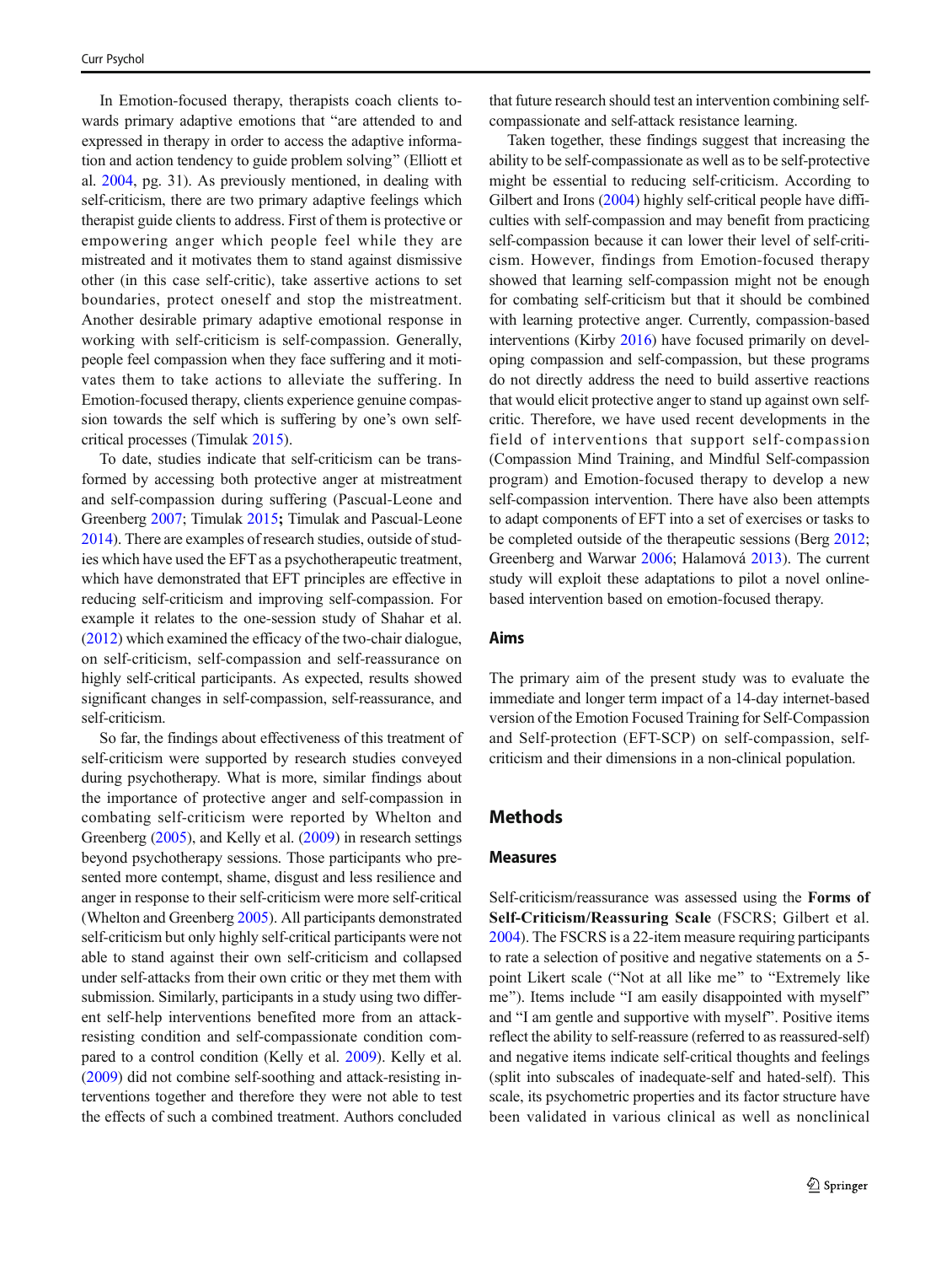In Emotion-focused therapy, therapists coach clients towards primary adaptive emotions that "are attended to and expressed in therapy in order to access the adaptive information and action tendency to guide problem solving" (Elliott et al. 2004, pg. 31). As previously mentioned, in dealing with self-criticism, there are two primary adaptive feelings which therapist guide clients to address. First of them is protective or empowering anger which people feel while they are mistreated and it motivates them to stand against dismissive other (in this case self-critic), take assertive actions to set boundaries, protect oneself and stop the mistreatment. Another desirable primary adaptive emotional response in working with self-criticism is self-compassion. Generally, people feel compassion when they face suffering and it motivates them to take actions to alleviate the suffering. In Emotion-focused therapy, clients experience genuine compassion towards the self which is suffering by one's own self-critical processes (Timulak 2015).

To date, studies indicate that self-criticism can be transformed by accessing both protective anger at mistreatment and self-compassion during suffering (Pascual-Leone and Greenberg 2007; Timulak 2015; Timulak and Pascual-Leone 2014). There are examples of research studies, outside of studies which have used the EFT as a psychotherapeutic treatment, which have demonstrated that EFT principles are effective in reducing self-criticism and improving self-compassion. For example it relates to the one-session study of Shahar et al. (2012) which examined the efficacy of the two-chair dialogue, on self-criticism, self-compassion and self-reassurance on highly self-critical participants. As expected, results showed significant changes in self-compassion, self-reassurance, and self-criticism.

So far, the findings about effectiveness of this treatment of self-criticism were supported by research studies conveyed during psychotherapy. What is more, similar findings about the importance of protective anger and self-compassion in combating self-criticism were reported by Whelton and Greenberg (2005), and Kelly et al. (2009) in research settings beyond psychotherapy sessions. Those participants who presented more contempt, shame, disgust and less resilience and anger in response to their self-criticism were more self-critical (Whelton and Greenberg 2005). All participants demonstrated self-criticism but only highly self-critical participants were not able to stand against their own self-criticism and collapsed under self-attacks from their own critic or they met them with submission. Similarly, participants in a study using two different self-help interventions benefited more from an attack-resisting condition and self-compassionate condition compared to a control condition (Kelly et al. 2009). Kelly et al. (2009) did not combine self-soothing and attack-resisting interventions together and therefore they were not able to test the effects of such a combined treatment. Authors concluded that future research should test an intervention combining self-compassionate and self-attack resistance learning.

Taken together, these findings suggest that increasing the ability to be self-compassionate as well as to be self-protective might be essential to reducing self-criticism. According to Gilbert and Irons (2004) highly self-critical people have difficulties with self-compassion and may benefit from practicing self-compassion because it can lower their level of self-criticism. However, findings from Emotion-focused therapy showed that learning self-compassion might not be enough for combating self-criticism but that it should be combined with learning protective anger. Currently, compassion-based interventions (Kirby 2016) have focused primarily on developing compassion and self-compassion, but these programs do not directly address the need to build assertive reactions that would elicit protective anger to stand up against own self-critic. Therefore, we have used recent developments in the field of interventions that support self-compassion (Compassion Mind Training, and Mindful Self-compassion program) and Emotion-focused therapy to develop a new self-compassion intervention. There have also been attempts to adapt components of EFT into a set of exercises or tasks to be completed outside of the therapeutic sessions (Berg 2012; Greenberg and Warwar 2006; Halamová 2013). The current study will exploit these adaptations to pilot a novel online-based intervention based on emotion-focused therapy.

### Aims

The primary aim of the present study was to evaluate the immediate and longer term impact of a 14-day internet-based version of the Emotion Focused Training for Self-Compassion and Self-protection (EFT-SCP) on self-compassion, self-criticism and their dimensions in a non-clinical population.

## Methods

### Measures

Self-criticism/reassurance was assessed using the **Forms of Self-Criticism/Reassuring Scale** (FSCRS; Gilbert et al. 2004). The FSCRS is a 22-item measure requiring participants to rate a selection of positive and negative statements on a 5-point Likert scale ("Not at all like me" to "Extremely like me"). Items include "I am easily disappointed with myself" and "I am gentle and supportive with myself". Positive items reflect the ability to self-reassure (referred to as reassured-self) and negative items indicate self-critical thoughts and feelings (split into subscales of inadequate-self and hated-self). This scale, its psychometric properties and its factor structure have been validated in various clinical as well as nonclinical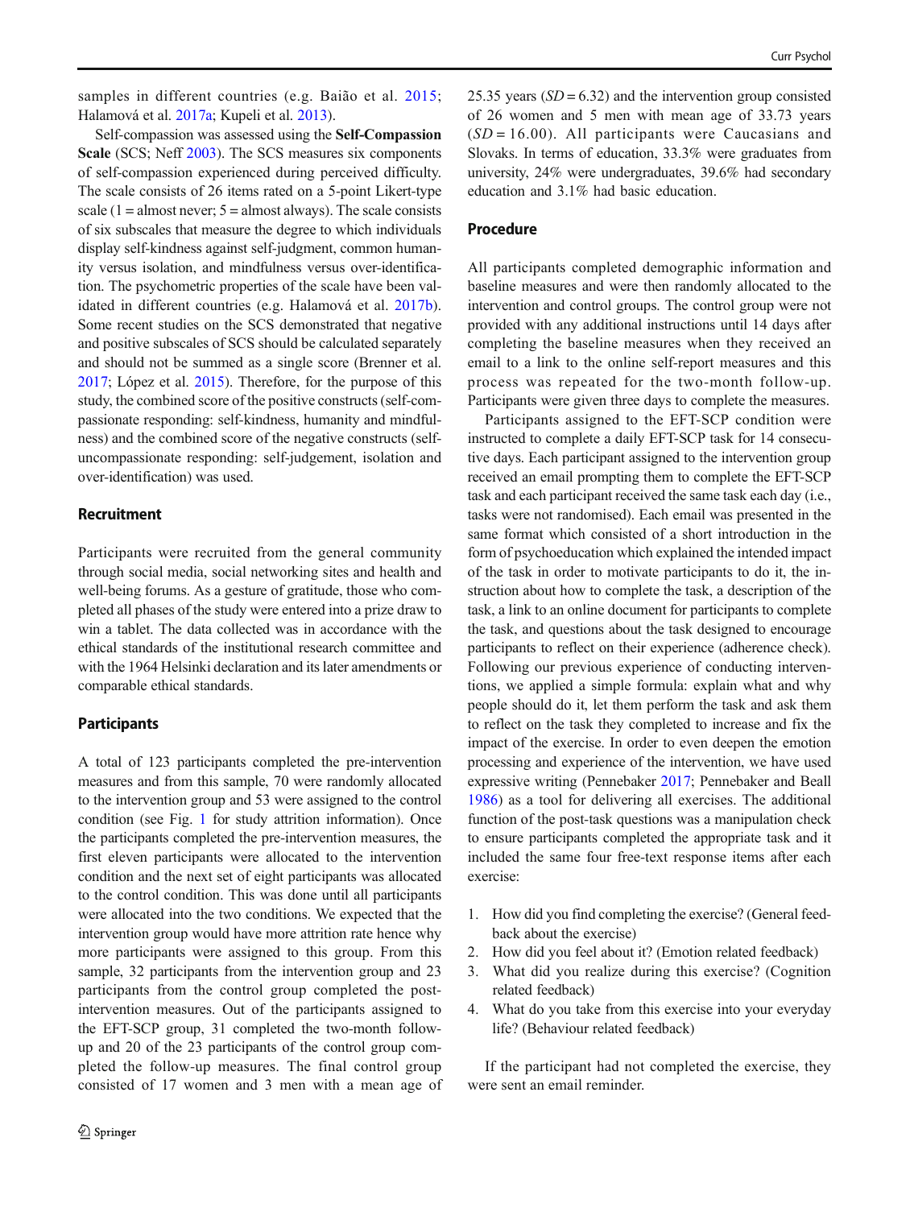samples in different countries (e.g. Baião et al. 2015; Halamová et al. 2017a; Kupeli et al. 2013).

Self-compassion was assessed using the **Self-Compassion Scale** (SCS; Neff 2003). The SCS measures six components of self-compassion experienced during perceived difficulty. The scale consists of 26 items rated on a 5-point Likert-type scale (1 = almost never; 5 = almost always). The scale consists of six subscales that measure the degree to which individuals display self-kindness against self-judgment, common humanity versus isolation, and mindfulness versus over-identification. The psychometric properties of the scale have been validated in different countries (e.g. Halamová et al. 2017b). Some recent studies on the SCS demonstrated that negative and positive subscales of SCS should be calculated separately and should not be summed as a single score (Brenner et al. 2017; López et al. 2015). Therefore, for the purpose of this study, the combined score of the positive constructs (self-compassionate responding: self-kindness, humanity and mindfulness) and the combined score of the negative constructs (self-uncompassionate responding: self-judgement, isolation and over-identification) was used.

### Recruitment

Participants were recruited from the general community through social media, social networking sites and health and well-being forums. As a gesture of gratitude, those who completed all phases of the study were entered into a prize draw to win a tablet. The data collected was in accordance with the ethical standards of the institutional research committee and with the 1964 Helsinki declaration and its later amendments or comparable ethical standards.

### Participants

A total of 123 participants completed the pre-intervention measures and from this sample, 70 were randomly allocated to the intervention group and 53 were assigned to the control condition (see Fig. 1 for study attrition information). Once the participants completed the pre-intervention measures, the first eleven participants were allocated to the intervention condition and the next set of eight participants was allocated to the control condition. This was done until all participants were allocated into the two conditions. We expected that the intervention group would have more attrition rate hence why more participants were assigned to this group. From this sample, 32 participants from the intervention group and 23 participants from the control group completed the post-intervention measures. Out of the participants assigned to the EFT-SCP group, 31 completed the two-month follow-up and 20 of the 23 participants of the control group completed the follow-up measures. The final control group consisted of 17 women and 3 men with a mean age of 25.35 years ($SD = 6.32$) and the intervention group consisted of 26 women and 5 men with mean age of 33.73 years ($SD = 16.00$). All participants were Caucasians and Slovaks. In terms of education, 33.3% were graduates from university, 24% were undergraduates, 39.6% had secondary education and 3.1% had basic education.

### Procedure

All participants completed demographic information and baseline measures and were then randomly allocated to the intervention and control groups. The control group were not provided with any additional instructions until 14 days after completing the baseline measures when they received an email to a link to the online self-report measures and this process was repeated for the two-month follow-up. Participants were given three days to complete the measures.

Participants assigned to the EFT-SCP condition were instructed to complete a daily EFT-SCP task for 14 consecutive days. Each participant assigned to the intervention group received an email prompting them to complete the EFT-SCP task and each participant received the same task each day (i.e., tasks were not randomised). Each email was presented in the same format which consisted of a short introduction in the form of psychoeducation which explained the intended impact of the task in order to motivate participants to do it, the instruction about how to complete the task, a description of the task, a link to an online document for participants to complete the task, and questions about the task designed to encourage participants to reflect on their experience (adherence check). Following our previous experience of conducting interventions, we applied a simple formula: explain what and why people should do it, let them perform the task and ask them to reflect on the task they completed to increase and fix the impact of the exercise. In order to even deepen the emotion processing and experience of the intervention, we have used expressive writing (Pennebaker 2017; Pennebaker and Beall 1986) as a tool for delivering all exercises. The additional function of the post-task questions was a manipulation check to ensure participants completed the appropriate task and it included the same four free-text response items after each exercise:

1. How did you find completing the exercise? (General feedback about the exercise)
2. How did you feel about it? (Emotion related feedback)
3. What did you realize during this exercise? (Cognition related feedback)
4. What do you take from this exercise into your everyday life? (Behaviour related feedback)

If the participant had not completed the exercise, they were sent an email reminder.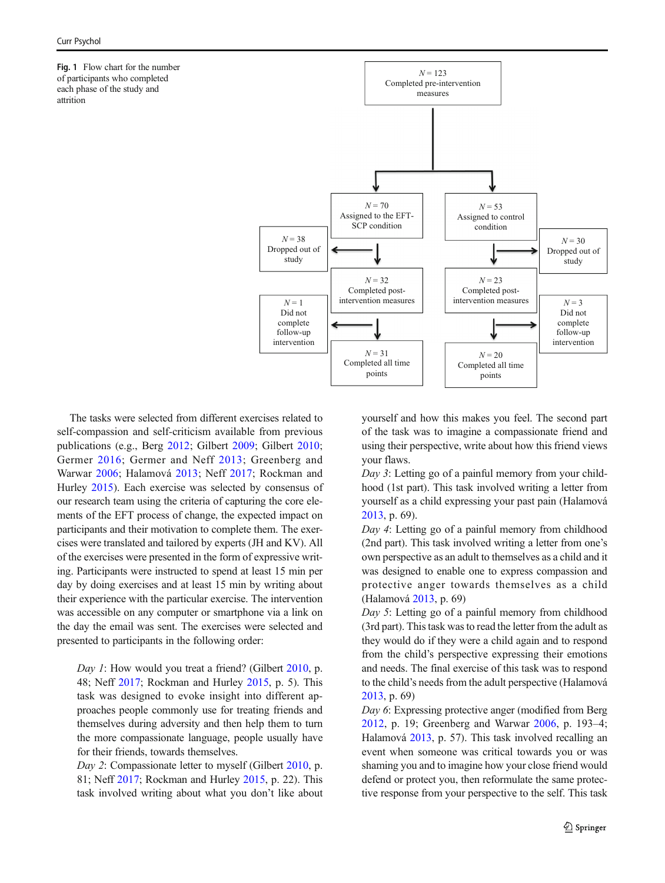**Fig. 1** Flow chart for the number of participants who completed each phase of the study and attrition

N = 123
Completed pre-intervention measures

N = 70
Assigned to the EFT-SCP condition

N = 53
Assigned to control condition

N = 38
Dropped out of study

N = 30
Dropped out of study

N = 32
Completed post-intervention measures

N = 23
Completed post-intervention measures

N = 1
Did not complete follow-up intervention

N = 3
Did not complete follow-up intervention

N = 31
Completed all time points

N = 20
Completed all time points

The tasks were selected from different exercises related to self-compassion and self-criticism available from previous publications (e.g., Berg 2012; Gilbert 2009; Gilbert 2010; Germer 2016; Germer and Neff 2013; Greenberg and Warwar 2006; Halamová 2013; Neff 2017; Rockman and Hurley 2015). Each exercise was selected by consensus of our research team using the criteria of capturing the core elements of the EFT process of change, the expected impact on participants and their motivation to complete them. The exercises were translated and tailored by experts (JH and KV). All of the exercises were presented in the form of expressive writing. Participants were instructed to spend at least 15 min per day by doing exercises and at least 15 min by writing about their experience with the particular exercise. The intervention was accessible on any computer or smartphone via a link on the day the email was sent. The exercises were selected and presented to participants in the following order:

*Day 1*: How would you treat a friend? (Gilbert 2010, p. 48; Neff 2017; Rockman and Hurley 2015, p. 5). This task was designed to evoke insight into different approaches people commonly use for treating friends and themselves during adversity and then help them to turn the more compassionate language, people usually have for their friends, towards themselves.

*Day 2*: Compassionate letter to myself (Gilbert 2010, p. 81; Neff 2017; Rockman and Hurley 2015, p. 22). This task involved writing about what you don't like about yourself and how this makes you feel. The second part of the task was to imagine a compassionate friend and using their perspective, write about how this friend views your flaws.

*Day 3*: Letting go of a painful memory from your childhood (1st part). This task involved writing a letter from yourself as a child expressing your past pain (Halamová 2013, p. 69).

*Day 4*: Letting go of a painful memory from childhood (2nd part). This task involved writing a letter from one's own perspective as an adult to themselves as a child and it was designed to enable one to express compassion and protective anger towards themselves as a child (Halamová 2013, p. 69)

*Day 5*: Letting go of a painful memory from childhood (3rd part). This task was to read the letter from the adult as they would do if they were a child again and to respond from the child's perspective expressing their emotions and needs. The final exercise of this task was to respond to the child's needs from the adult perspective (Halamová 2013, p. 69)

*Day 6*: Expressing protective anger (modified from Berg 2012, p. 19; Greenberg and Warwar 2006, p. 193–4; Halamová 2013, p. 57). This task involved recalling an event when someone was critical towards you or was shaming you and to imagine how your close friend would defend or protect you, then reformulate the same protective response from your perspective to the self. This task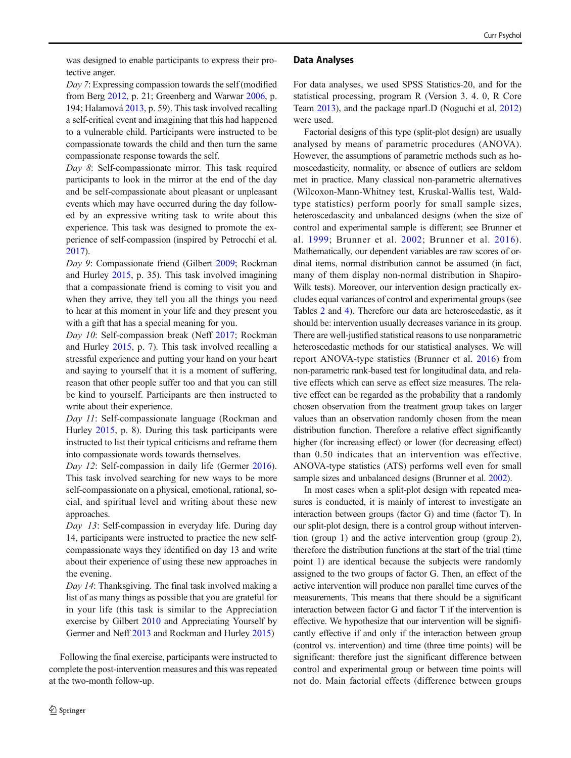was designed to enable participants to express their protective anger.

*Day 7*: Expressing compassion towards the self (modified from Berg 2012, p. 21; Greenberg and Warwar 2006, p. 194; Halamová 2013, p. 59). This task involved recalling a self-critical event and imagining that this had happened to a vulnerable child. Participants were instructed to be compassionate towards the child and then turn the same compassionate response towards the self.

*Day 8*: Self-compassionate mirror. This task required participants to look in the mirror at the end of the day and be self-compassionate about pleasant or unpleasant events which may have occurred during the day followed by an expressive writing task to write about this experience. This task was designed to promote the experience of self-compassion (inspired by Petrocchi et al. 2017).

*Day 9*: Compassionate friend (Gilbert 2009; Rockman and Hurley 2015, p. 35). This task involved imagining that a compassionate friend is coming to visit you and when they arrive, they tell you all the things you need to hear at this moment in your life and they present you with a gift that has a special meaning for you.

*Day 10*: Self-compassion break (Neff 2017; Rockman and Hurley 2015, p. 7). This task involved recalling a stressful experience and putting your hand on your heart and saying to yourself that it is a moment of suffering, reason that other people suffer too and that you can still be kind to yourself. Participants are then instructed to write about their experience.

*Day 11*: Self-compassionate language (Rockman and Hurley 2015, p. 8). During this task participants were instructed to list their typical criticisms and reframe them into compassionate words towards themselves.

*Day 12*: Self-compassion in daily life (Germer 2016). This task involved searching for new ways to be more self-compassionate on a physical, emotional, rational, social, and spiritual level and writing about these new approaches.

*Day 13*: Self-compassion in everyday life. During day 14, participants were instructed to practice the new self-compassionate ways they identified on day 13 and write about their experience of using these new approaches in the evening.

*Day 14*: Thanksgiving. The final task involved making a list of as many things as possible that you are grateful for in your life (this task is similar to the Appreciation exercise by Gilbert 2010 and Appreciating Yourself by Germer and Neff 2013 and Rockman and Hurley 2015)

Following the final exercise, participants were instructed to complete the post-intervention measures and this was repeated at the two-month follow-up.

## Data Analyses

For data analyses, we used SPSS Statistics-20, and for the statistical processing, program R (Version 3. 4. 0, R Core Team 2013), and the package nparLD (Noguchi et al. 2012) were used.

Factorial designs of this type (split-plot design) are usually analysed by means of parametric procedures (ANOVA). However, the assumptions of parametric methods such as homoscedasticity, normality, or absence of outliers are seldom met in practice. Many classical non-parametric alternatives (Wilcoxon-Mann-Whitney test, Kruskal-Wallis test, Wald-type statistics) perform poorly for small sample sizes, heteroscedascity and unbalanced designs (when the size of control and experimental sample is different; see Brunner et al. 1999; Brunner et al. 2002; Brunner et al. 2016). Mathematically, our dependent variables are raw scores of ordinal items, normal distribution cannot be assumed (in fact, many of them display non-normal distribution in Shapiro-Wilk tests). Moreover, our intervention design practically excludes equal variances of control and experimental groups (see Tables 2 and 4). Therefore our data are heteroscedastic, as it should be: intervention usually decreases variance in its group. There are well-justified statistical reasons to use nonparametric heteroscedastic methods for our statistical analyses. We will report ANOVA-type statistics (Brunner et al. 2016) from non-parametric rank-based test for longitudinal data, and relative effects which can serve as effect size measures. The relative effect can be regarded as the probability that a randomly chosen observation from the treatment group takes on larger values than an observation randomly chosen from the mean distribution function. Therefore a relative effect significantly higher (for increasing effect) or lower (for decreasing effect) than 0.50 indicates that an intervention was effective. ANOVA-type statistics (ATS) performs well even for small sample sizes and unbalanced designs (Brunner et al. 2002).

In most cases when a split-plot design with repeated measures is conducted, it is mainly of interest to investigate an interaction between groups (factor G) and time (factor T). In our split-plot design, there is a control group without intervention (group 1) and the active intervention group (group 2), therefore the distribution functions at the start of the trial (time point 1) are identical because the subjects were randomly assigned to the two groups of factor G. Then, an effect of the active intervention will produce non parallel time curves of the measurements. This means that there should be a significant interaction between factor G and factor T if the intervention is effective. We hypothesize that our intervention will be significantly effective if and only if the interaction between group (control vs. intervention) and time (three time points) will be significant: therefore just the significant difference between control and experimental group or between time points will not do. Main factorial effects (difference between groups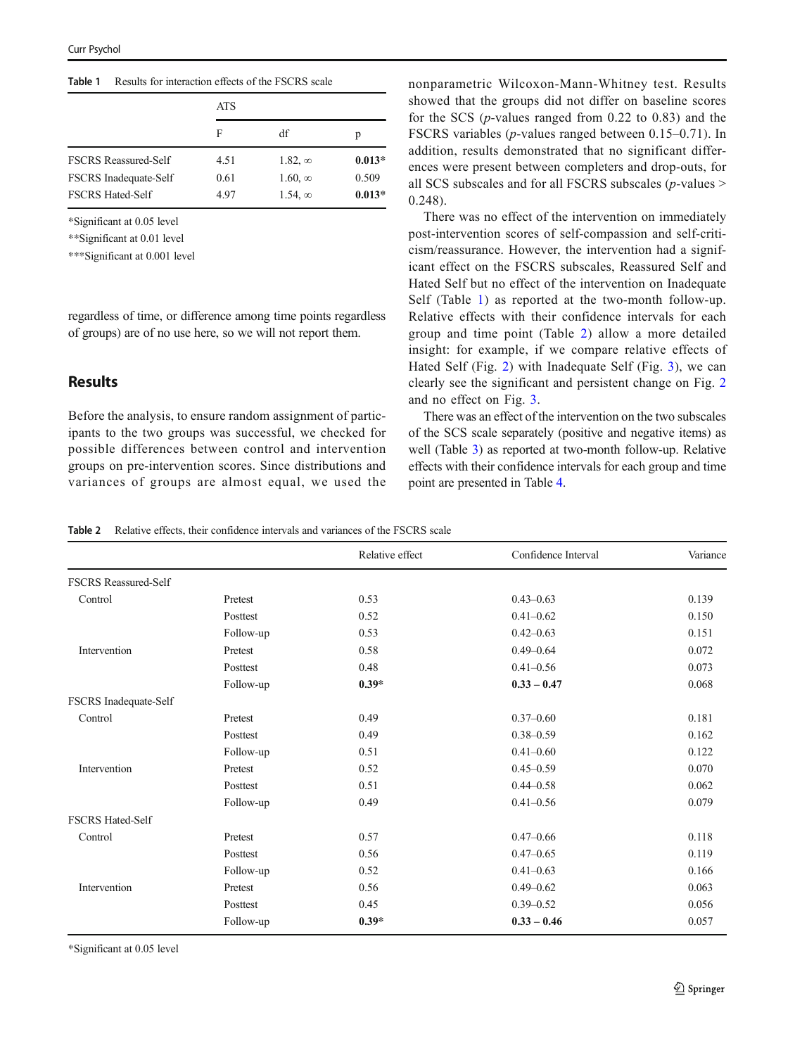Table 1 Results for interaction effects of the FSCRS scale

| | ATS | | |
|---|---|---|---|
| | F | df | p |
| FSCRS Reassured-Self | 4.51 | 1.82, ∞ | **0.013*** |
| FSCRS Inadequate-Self | 0.61 | 1.60, ∞ | 0.509 |
| FSCRS Hated-Self | 4.97 | 1.54, ∞ | **0.013*** |

*Significant at 0.05 level

**Significant at 0.01 level

***Significant at 0.001 level

regardless of time, or difference among time points regardless of groups) are of no use here, so we will not report them.

## Results

Before the analysis, to ensure random assignment of participants to the two groups was successful, we checked for possible differences between control and intervention groups on pre-intervention scores. Since distributions and variances of groups are almost equal, we used the nonparametric Wilcoxon-Mann-Whitney test. Results showed that the groups did not differ on baseline scores for the SCS (*p*-values ranged from 0.22 to 0.83) and the FSCRS variables (*p*-values ranged between 0.15–0.71). In addition, results demonstrated that no significant differences were present between completers and drop-outs, for all SCS subscales and for all FSCRS subscales (*p*-values > 0.248).

There was no effect of the intervention on immediately post-intervention scores of self-compassion and self-criticism/reassurance. However, the intervention had a significant effect on the FSCRS subscales, Reassured Self and Hated Self but no effect of the intervention on Inadequate Self (Table 1) as reported at the two-month follow-up. Relative effects with their confidence intervals for each group and time point (Table 2) allow a more detailed insight: for example, if we compare relative effects of Hated Self (Fig. 2) with Inadequate Self (Fig. 3), we can clearly see the significant and persistent change on Fig. 2 and no effect on Fig. 3.

There was an effect of the intervention on the two subscales of the SCS scale separately (positive and negative items) as well (Table 3) as reported at two-month follow-up. Relative effects with their confidence intervals for each group and time point are presented in Table 4.

Table 2 Relative effects, their confidence intervals and variances of the FSCRS scale

| | | Relative effect | Confidence Interval | Variance |
|---|---|---|---|---|
| FSCRS Reassured-Self | | | | |
| Control | Pretest | 0.53 | 0.43–0.63 | 0.139 |
| | Posttest | 0.52 | 0.41–0.62 | 0.150 |
| | Follow-up | 0.53 | 0.42–0.63 | 0.151 |
| Intervention | Pretest | 0.58 | 0.49–0.64 | 0.072 |
| | Posttest | 0.48 | 0.41–0.56 | 0.073 |
| | Follow-up | **0.39*** | **0.33 – 0.47** | 0.068 |
| FSCRS Inadequate-Self | | | | |
| Control | Pretest | 0.49 | 0.37–0.60 | 0.181 |
| | Posttest | 0.49 | 0.38–0.59 | 0.162 |
| | Follow-up | 0.51 | 0.41–0.60 | 0.122 |
| Intervention | Pretest | 0.52 | 0.45–0.59 | 0.070 |
| | Posttest | 0.51 | 0.44–0.58 | 0.062 |
| | Follow-up | 0.49 | 0.41–0.56 | 0.079 |
| FSCRS Hated-Self | | | | |
| Control | Pretest | 0.57 | 0.47–0.66 | 0.118 |
| | Posttest | 0.56 | 0.47–0.65 | 0.119 |
| | Follow-up | 0.52 | 0.41–0.63 | 0.166 |
| Intervention | Pretest | 0.56 | 0.49–0.62 | 0.063 |
| | Posttest | 0.45 | 0.39–0.52 | 0.056 |
| | Follow-up | **0.39*** | **0.33 – 0.46** | 0.057 |

*Significant at 0.05 level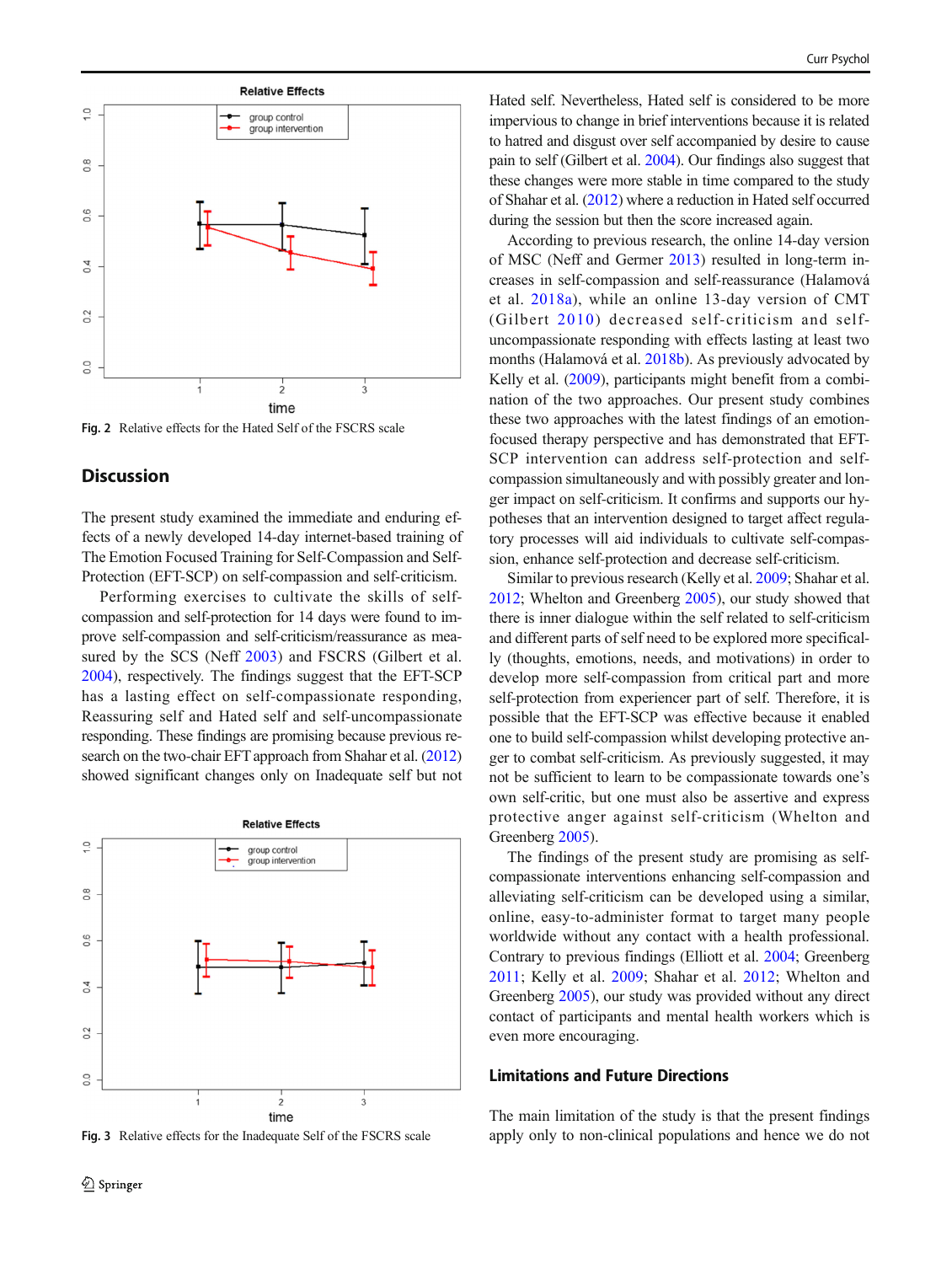Fig. 2 Relative effects for the Hated Self of the FSCRS scale

## Discussion

The present study examined the immediate and enduring effects of a newly developed 14-day internet-based training of The Emotion Focused Training for Self-Compassion and Self-Protection (EFT-SCP) on self-compassion and self-criticism.

Performing exercises to cultivate the skills of self-compassion and self-protection for 14 days were found to improve self-compassion and self-criticism/reassurance as measured by the SCS (Neff 2003) and FSCRS (Gilbert et al. 2004), respectively. The findings suggest that the EFT-SCP has a lasting effect on self-compassionate responding, Reassuring self and Hated self and self-uncompassionate responding. These findings are promising because previous research on the two-chair EFT approach from Shahar et al. (2012) showed significant changes only on Inadequate self but not Hated self. Nevertheless, Hated self is considered to be more impervious to change in brief interventions because it is related to hatred and disgust over self accompanied by desire to cause pain to self (Gilbert et al. 2004). Our findings also suggest that these changes were more stable in time compared to the study of Shahar et al. (2012) where a reduction in Hated self occurred during the session but then the score increased again.

According to previous research, the online 14-day version of MSC (Neff and Germer 2013) resulted in long-term increases in self-compassion and self-reassurance (Halamová et al. 2018a), while an online 13-day version of CMT (Gilbert 2010) decreased self-criticism and self-uncompassionate responding with effects lasting at least two months (Halamová et al. 2018b). As previously advocated by Kelly et al. (2009), participants might benefit from a combination of the two approaches. Our present study combines these two approaches with the latest findings of an emotion-focused therapy perspective and has demonstrated that EFT-SCP intervention can address self-protection and self-compassion simultaneously and with possibly greater and longer impact on self-criticism. It confirms and supports our hypotheses that an intervention designed to target affect regulatory processes will aid individuals to cultivate self-compassion, enhance self-protection and decrease self-criticism.

Similar to previous research (Kelly et al. 2009; Shahar et al. 2012; Whelton and Greenberg 2005), our study showed that there is inner dialogue within the self related to self-criticism and different parts of self need to be explored more specifically (thoughts, emotions, needs, and motivations) in order to develop more self-compassion from critical part and more self-protection from experiencer part of self. Therefore, it is possible that the EFT-SCP was effective because it enabled one to build self-compassion whilst developing protective anger to combat self-criticism. As previously suggested, it may not be sufficient to learn to be compassionate towards one's own self-critic, but one must also be assertive and express protective anger against self-criticism (Whelton and Greenberg 2005).

The findings of the present study are promising as self-compassionate interventions enhancing self-compassion and alleviating self-criticism can be developed using a similar, online, easy-to-administer format to target many people worldwide without any contact with a health professional. Contrary to previous findings (Elliott et al. 2004; Greenberg 2011; Kelly et al. 2009; Shahar et al. 2012; Whelton and Greenberg 2005), our study was provided without any direct contact of participants and mental health workers which is even more encouraging.

Fig. 3 Relative effects for the Inadequate Self of the FSCRS scale

## Limitations and Future Directions

The main limitation of the study is that the present findings apply only to non-clinical populations and hence we do not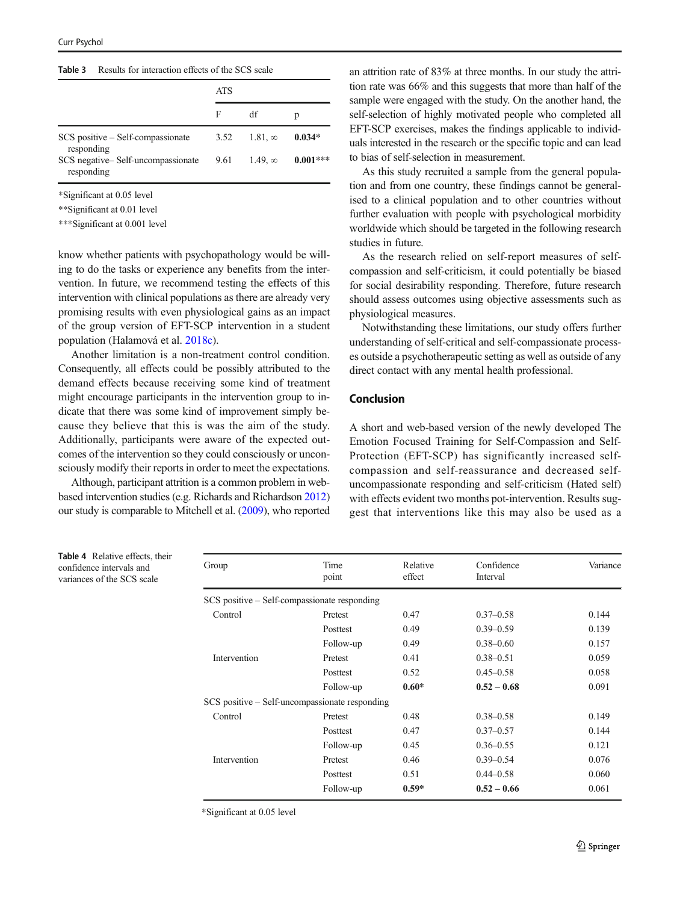Table 3 Results for interaction effects of the SCS scale

| | ATS | | |
|---|---|---|---|
| | F | df | p |
| SCS positive – Self-compassionate responding | 3.52 | 1.81, ∞ | **0.034*** |
| SCS negative– Self-uncompassionate responding | 9.61 | 1.49, ∞ | **0.001***** |

*Significant at 0.05 level

**Significant at 0.01 level

***Significant at 0.001 level

know whether patients with psychopathology would be willing to do the tasks or experience any benefits from the intervention. In future, we recommend testing the effects of this intervention with clinical populations as there are already very promising results with even physiological gains as an impact of the group version of EFT-SCP intervention in a student population (Halamová et al. 2018c).

Another limitation is a non-treatment control condition. Consequently, all effects could be possibly attributed to the demand effects because receiving some kind of treatment might encourage participants in the intervention group to indicate that there was some kind of improvement simply because they believe that this is was the aim of the study. Additionally, participants were aware of the expected outcomes of the intervention so they could consciously or unconsciously modify their reports in order to meet the expectations.

Although, participant attrition is a common problem in web-based intervention studies (e.g. Richards and Richardson 2012) our study is comparable to Mitchell et al. (2009), who reported an attrition rate of 83% at three months. In our study the attrition rate was 66% and this suggests that more than half of the sample were engaged with the study. On the another hand, the self-selection of highly motivated people who completed all EFT-SCP exercises, makes the findings applicable to individuals interested in the research or the specific topic and can lead to bias of self-selection in measurement.

As this study recruited a sample from the general population and from one country, these findings cannot be generalised to a clinical population and to other countries without further evaluation with people with psychological morbidity worldwide which should be targeted in the following research studies in future.

As the research relied on self-report measures of self-compassion and self-criticism, it could potentially be biased for social desirability responding. Therefore, future research should assess outcomes using objective assessments such as physiological measures.

Notwithstanding these limitations, our study offers further understanding of self-critical and self-compassionate processes outside a psychotherapeutic setting as well as outside of any direct contact with any mental health professional.

## Conclusion

A short and web-based version of the newly developed The Emotion Focused Training for Self-Compassion and Self-Protection (EFT-SCP) has significantly increased self-compassion and self-reassurance and decreased self-uncompassionate responding and self-criticism (Hated self) with effects evident two months pot-intervention. Results suggest that interventions like this may also be used as a

Table 4 Relative effects, their confidence intervals and variances of the SCS scale

| Group | Time point | Relative effect | Confidence Interval | Variance |
|---|---|---|---|---|
| SCS positive – Self-compassionate responding | | | | |
| Control | Pretest | 0.47 | 0.37–0.58 | 0.144 |
| | Posttest | 0.49 | 0.39–0.59 | 0.139 |
| | Follow-up | 0.49 | 0.38–0.60 | 0.157 |
| Intervention | Pretest | 0.41 | 0.38–0.51 | 0.059 |
| | Posttest | 0.52 | 0.45–0.58 | 0.058 |
| | Follow-up | **0.60*** | **0.52 – 0.68** | 0.091 |
| SCS positive – Self-uncompassionate responding | | | | |
| Control | Pretest | 0.48 | 0.38–0.58 | 0.149 |
| | Posttest | 0.47 | 0.37–0.57 | 0.144 |
| | Follow-up | 0.45 | 0.36–0.55 | 0.121 |
| Intervention | Pretest | 0.46 | 0.39–0.54 | 0.076 |
| | Posttest | 0.51 | 0.44–0.58 | 0.060 |
| | Follow-up | **0.59*** | **0.52 – 0.66** | 0.061 |

*Significant at 0.05 level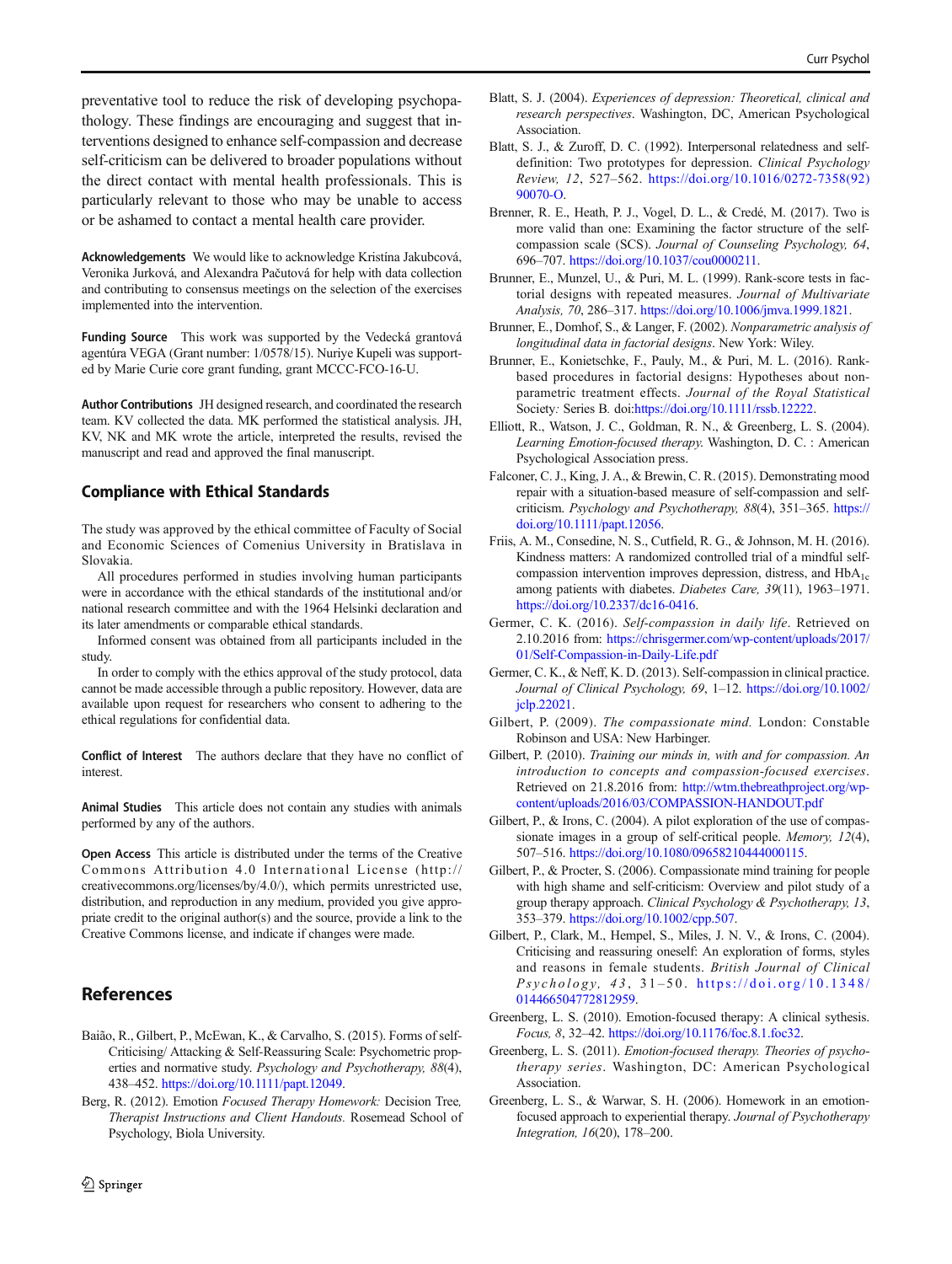preventative tool to reduce the risk of developing psychopathology. These findings are encouraging and suggest that interventions designed to enhance self-compassion and decrease self-criticism can be delivered to broader populations without the direct contact with mental health professionals. This is particularly relevant to those who may be unable to access or be ashamed to contact a mental health care provider.

**Acknowledgements** We would like to acknowledge Kristína Jakubcová, Veronika Jurková, and Alexandra Pačutová for help with data collection and contributing to consensus meetings on the selection of the exercises implemented into the intervention.

**Funding Source** This work was supported by the Vedecká grantová agentúra VEGA (Grant number: 1/0578/15). Nuriye Kupeli was supported by Marie Curie core grant funding, grant MCCC-FCO-16-U.

**Author Contributions** JH designed research, and coordinated the research team. KV collected the data. MK performed the statistical analysis. JH, KV, NK and MK wrote the article, interpreted the results, revised the manuscript and read and approved the final manuscript.

## Compliance with Ethical Standards

The study was approved by the ethical committee of Faculty of Social and Economic Sciences of Comenius University in Bratislava in Slovakia.

All procedures performed in studies involving human participants were in accordance with the ethical standards of the institutional and/or national research committee and with the 1964 Helsinki declaration and its later amendments or comparable ethical standards.

Informed consent was obtained from all participants included in the study.

In order to comply with the ethics approval of the study protocol, data cannot be made accessible through a public repository. However, data are available upon request for researchers who consent to adhering to the ethical regulations for confidential data.

**Conflict of Interest** The authors declare that they have no conflict of interest.

**Animal Studies** This article does not contain any studies with animals performed by any of the authors.

**Open Access** This article is distributed under the terms of the Creative Commons Attribution 4.0 International License (http://creativecommons.org/licenses/by/4.0/), which permits unrestricted use, distribution, and reproduction in any medium, provided you give appropriate credit to the original author(s) and the source, provide a link to the Creative Commons license, and indicate if changes were made.

## References

Baião, R., Gilbert, P., McEwan, K., & Carvalho, S. (2015). Forms of self-Criticising/ Attacking & Self-Reassuring Scale: Psychometric properties and normative study. *Psychology and Psychotherapy, 88*(4), 438–452. https://doi.org/10.1111/papt.12049.

Berg, R. (2012). Emotion *Focused Therapy Homework:* Decision Tree*, Therapist Instructions and Client Handouts.* Rosemead School of Psychology, Biola University.

Blatt, S. J. (2004). *Experiences of depression: Theoretical, clinical and research perspectives*. Washington, DC, American Psychological Association.

Blatt, S. J., & Zuroff, D. C. (1992). Interpersonal relatedness and self-definition: Two prototypes for depression. *Clinical Psychology Review, 12*, 527–562. https://doi.org/10.1016/0272-7358(92)90070-O.

Brenner, R. E., Heath, P. J., Vogel, D. L., & Credé, M. (2017). Two is more valid than one: Examining the factor structure of the self-compassion scale (SCS). *Journal of Counseling Psychology, 64*, 696–707. https://doi.org/10.1037/cou0000211.

Brunner, E., Munzel, U., & Puri, M. L. (1999). Rank-score tests in factorial designs with repeated measures. *Journal of Multivariate Analysis, 70*, 286–317. https://doi.org/10.1006/jmva.1999.1821.

Brunner, E., Domhof, S., & Langer, F. (2002). *Nonparametric analysis of longitudinal data in factorial designs*. New York: Wiley.

Brunner, E., Konietschke, F., Pauly, M., & Puri, M. L. (2016). Rank-based procedures in factorial designs: Hypotheses about non-parametric treatment effects. *Journal of the Royal Statistical* Society*:* Series B. doi:https://doi.org/10.1111/rssb.12222.

Elliott, R., Watson, J. C., Goldman, R. N., & Greenberg, L. S. (2004). *Learning Emotion-focused therapy.* Washington, D. C. : American Psychological Association press.

Falconer, C. J., King, J. A., & Brewin, C. R. (2015). Demonstrating mood repair with a situation-based measure of self-compassion and self-criticism. *Psychology and Psychotherapy, 88*(4), 351–365. https://doi.org/10.1111/papt.12056.

Friis, A. M., Consedine, N. S., Cutfield, R. G., & Johnson, M. H. (2016). Kindness matters: A randomized controlled trial of a mindful self-compassion intervention improves depression, distress, and $HbA_{1c}$ among patients with diabetes. *Diabetes Care, 39*(11), 1963–1971. https://doi.org/10.2337/dc16-0416.

Germer, C. K. (2016). *Self-compassion in daily life*. Retrieved on 2.10.2016 from: https://chrisgermer.com/wp-content/uploads/2017/01/Self-Compassion-in-Daily-Life.pdf

Germer, C. K., & Neff, K. D. (2013). Self-compassion in clinical practice. *Journal of Clinical Psychology, 69*, 1–12. https://doi.org/10.1002/jclp.22021.

Gilbert, P. (2009). *The compassionate mind.* London: Constable Robinson and USA: New Harbinger.

Gilbert, P. (2010). *Training our minds in, with and for compassion. An introduction to concepts and compassion-focused exercises*. Retrieved on 21.8.2016 from: http://wtm.thebreathproject.org/wp-content/uploads/2016/03/COMPASSION-HANDOUT.pdf

Gilbert, P., & Irons, C. (2004). A pilot exploration of the use of compassionate images in a group of self-critical people. *Memory, 12*(4), 507–516. https://doi.org/10.1080/09658210444000115.

Gilbert, P., & Procter, S. (2006). Compassionate mind training for people with high shame and self-criticism: Overview and pilot study of a group therapy approach. *Clinical Psychology & Psychotherapy, 13*, 353–379. https://doi.org/10.1002/cpp.507.

Gilbert, P., Clark, M., Hempel, S., Miles, J. N. V., & Irons, C. (2004). Criticising and reassuring oneself: An exploration of forms, styles and reasons in female students. *British Journal of Clinical Psychology, 43*, 31–50. https://doi.org/10.1348/014466504772812959.

Greenberg, L. S. (2010). Emotion-focused therapy: A clinical sythesis. *Focus, 8*, 32–42. https://doi.org/10.1176/foc.8.1.foc32.

Greenberg, L. S. (2011). *Emotion-focused therapy. Theories of psychotherapy series*. Washington, DC: American Psychological Association.

Greenberg, L. S., & Warwar, S. H. (2006). Homework in an emotion-focused approach to experiential therapy. *Journal of Psychotherapy Integration, 16*(20), 178–200.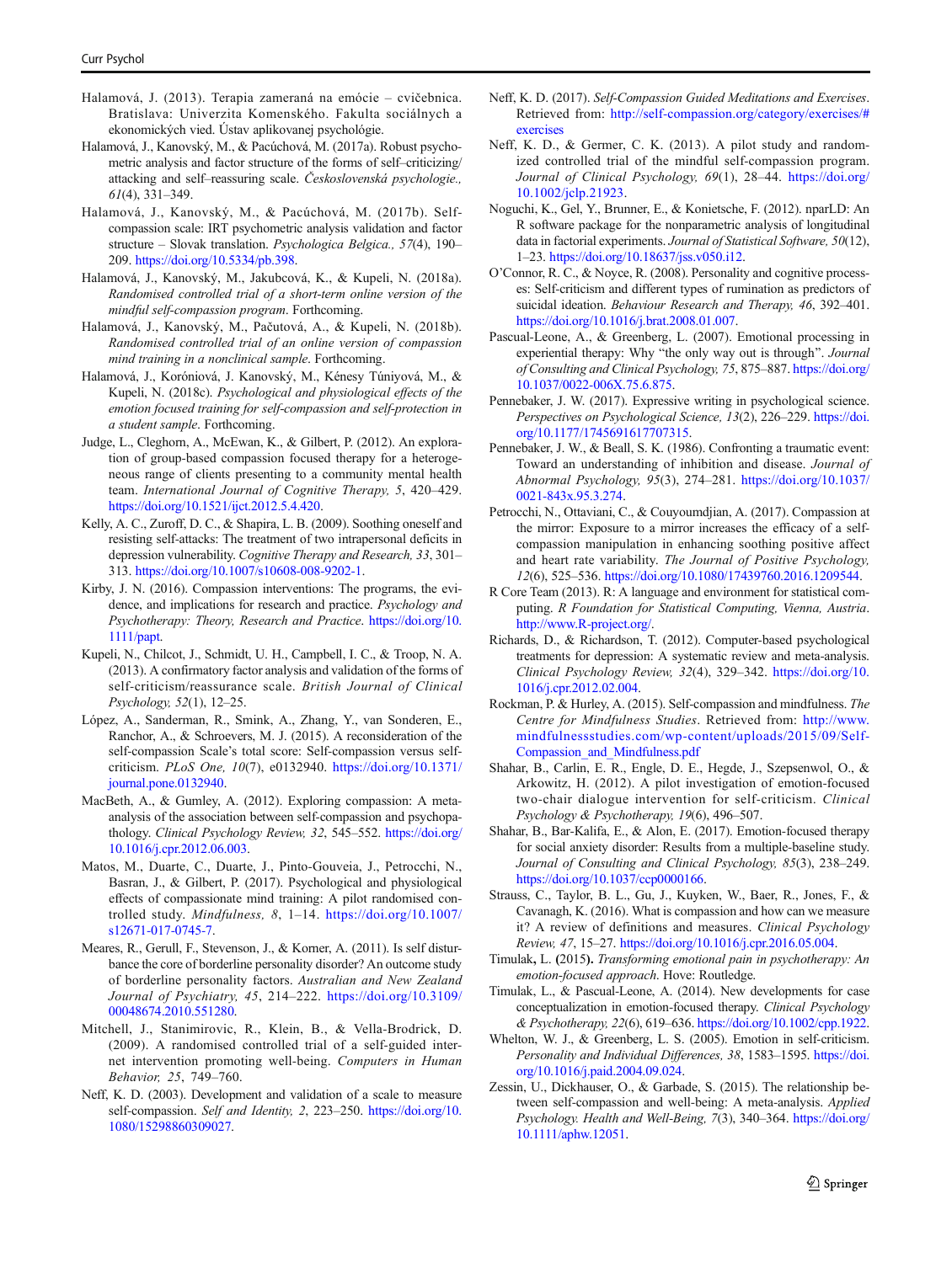Halamová, J. (2013). Terapia zameraná na emócie – cvičebnica. Bratislava: Univerzita Komenského. Fakulta sociálnych a ekonomických vied. Ústav aplikovanej psychológie.

Halamová, J., Kanovský, M., & Pacúchová, M. (2017a). Robust psychometric analysis and factor structure of the forms of self–criticizing/attacking and self–reassuring scale. *Československá psychologie., 61*(4), 331–349.

Halamová, J., Kanovský, M., & Pacúchová, M. (2017b). Self-compassion scale: IRT psychometric analysis validation and factor structure – Slovak translation. *Psychologica Belgica., 57*(4), 190–209. https://doi.org/10.5334/pb.398.

Halamová, J., Kanovský, M., Jakubcová, K., & Kupeli, N. (2018a). *Randomised controlled trial of a short-term online version of the mindful self-compassion program*. Forthcoming.

Halamová, J., Kanovský, M., Pačutová, A., & Kupeli, N. (2018b). *Randomised controlled trial of an online version of compassion mind training in a nonclinical sample*. Forthcoming.

Halamová, J., Koróniová, J. Kanovský, M., Kénesy Túniyová, M., & Kupeli, N. (2018c). *Psychological and physiological effects of the emotion focused training for self-compassion and self-protection in a student sample*. Forthcoming.

Judge, L., Cleghorn, A., McEwan, K., & Gilbert, P. (2012). An exploration of group-based compassion focused therapy for a heterogeneous range of clients presenting to a community mental health team. *International Journal of Cognitive Therapy, 5*, 420–429. https://doi.org/10.1521/ijct.2012.5.4.420.

Kelly, A. C., Zuroff, D. C., & Shapira, L. B. (2009). Soothing oneself and resisting self-attacks: The treatment of two intrapersonal deficits in depression vulnerability. *Cognitive Therapy and Research, 33*, 301–313. https://doi.org/10.1007/s10608-008-9202-1.

Kirby, J. N. (2016). Compassion interventions: The programs, the evidence, and implications for research and practice. *Psychology and Psychotherapy: Theory, Research and Practice*. https://doi.org/10.1111/papt.

Kupeli, N., Chilcot, J., Schmidt, U. H., Campbell, I. C., & Troop, N. A. (2013). A confirmatory factor analysis and validation of the forms of self-criticism/reassurance scale. *British Journal of Clinical Psychology, 52*(1), 12–25.

López, A., Sanderman, R., Smink, A., Zhang, Y., van Sonderen, E., Ranchor, A., & Schroevers, M. J. (2015). A reconsideration of the self-compassion Scale's total score: Self-compassion versus self-criticism. *PLoS One, 10*(7), e0132940. https://doi.org/10.1371/journal.pone.0132940.

MacBeth, A., & Gumley, A. (2012). Exploring compassion: A meta-analysis of the association between self-compassion and psychopathology. *Clinical Psychology Review, 32*, 545–552. https://doi.org/10.1016/j.cpr.2012.06.003.

Matos, M., Duarte, C., Duarte, J., Pinto-Gouveia, J., Petrocchi, N., Basran, J., & Gilbert, P. (2017). Psychological and physiological effects of compassionate mind training: A pilot randomised controlled study. *Mindfulness, 8*, 1–14. https://doi.org/10.1007/s12671-017-0745-7.

Meares, R., Gerull, F., Stevenson, J., & Korner, A. (2011). Is self disturbance the core of borderline personality disorder? An outcome study of borderline personality factors. *Australian and New Zealand Journal of Psychiatry, 45*, 214–222. https://doi.org/10.3109/00048674.2010.551280.

Mitchell, J., Stanimirovic, R., Klein, B., & Vella-Brodrick, D. (2009). A randomised controlled trial of a self-guided internet intervention promoting well-being. *Computers in Human Behavior, 25*, 749–760.

Neff, K. D. (2003). Development and validation of a scale to measure self-compassion. *Self and Identity, 2*, 223–250. https://doi.org/10.1080/15298860309027.

Neff, K. D. (2017). *Self-Compassion Guided Meditations and Exercises*. Retrieved from: http://self-compassion.org/category/exercises/#exercises

Neff, K. D., & Germer, C. K. (2013). A pilot study and randomized controlled trial of the mindful self-compassion program. *Journal of Clinical Psychology, 69*(1), 28–44. https://doi.org/10.1002/jclp.21923.

Noguchi, K., Gel, Y., Brunner, E., & Konietsche, F. (2012). nparLD: An R software package for the nonparametric analysis of longitudinal data in factorial experiments. *Journal of Statistical Software, 50*(12), 1–23. https://doi.org/10.18637/jss.v050.i12.

O'Connor, R. C., & Noyce, R. (2008). Personality and cognitive processes: Self-criticism and different types of rumination as predictors of suicidal ideation. *Behaviour Research and Therapy, 46*, 392–401. https://doi.org/10.1016/j.brat.2008.01.007.

Pascual-Leone, A., & Greenberg, L. (2007). Emotional processing in experiential therapy: Why "the only way out is through". *Journal of Consulting and Clinical Psychology, 75*, 875–887. https://doi.org/10.1037/0022-006X.75.6.875.

Pennebaker, J. W. (2017). Expressive writing in psychological science. *Perspectives on Psychological Science, 13*(2), 226–229. https://doi.org/10.1177/1745691617707315.

Pennebaker, J. W., & Beall, S. K. (1986). Confronting a traumatic event: Toward an understanding of inhibition and disease. *Journal of Abnormal Psychology, 95*(3), 274–281. https://doi.org/10.1037/0021-843x.95.3.274.

Petrocchi, N., Ottaviani, C., & Couyoumdjian, A. (2017). Compassion at the mirror: Exposure to a mirror increases the efficacy of a self-compassion manipulation in enhancing soothing positive affect and heart rate variability. *The Journal of Positive Psychology, 12*(6), 525–536. https://doi.org/10.1080/17439760.2016.1209544.

R Core Team (2013). R: A language and environment for statistical computing. *R Foundation for Statistical Computing, Vienna, Austria*. http://www.R-project.org/.

Richards, D., & Richardson, T. (2012). Computer-based psychological treatments for depression: A systematic review and meta-analysis. *Clinical Psychology Review, 32*(4), 329–342. https://doi.org/10.1016/j.cpr.2012.02.004.

Rockman, P. & Hurley, A. (2015). Self-compassion and mindfulness. *The Centre for Mindfulness Studies*. Retrieved from: http://www.mindfulnessstudies.com/wp-content/uploads/2015/09/Self-Compassion_and_Mindfulness.pdf

Shahar, B., Carlin, E. R., Engle, D. E., Hegde, J., Szepsenwol, O., & Arkowitz, H. (2012). A pilot investigation of emotion-focused two-chair dialogue intervention for self-criticism. *Clinical Psychology & Psychotherapy, 19*(6), 496–507.

Shahar, B., Bar-Kalifa, E., & Alon, E. (2017). Emotion-focused therapy for social anxiety disorder: Results from a multiple-baseline study. *Journal of Consulting and Clinical Psychology, 85*(3), 238–249. https://doi.org/10.1037/ccp0000166.

Strauss, C., Taylor, B. L., Gu, J., Kuyken, W., Baer, R., Jones, F., & Cavanagh, K. (2016). What is compassion and how can we measure it? A review of definitions and measures. *Clinical Psychology Review, 47*, 15–27. https://doi.org/10.1016/j.cpr.2016.05.004.

Timulak**,** L. **(**2015**).** *Transforming emotional pain in psychotherapy: An emotion-focused approach*. Hove: Routledge.

Timulak, L., & Pascual-Leone, A. (2014). New developments for case conceptualization in emotion-focused therapy. *Clinical Psychology & Psychotherapy, 22*(6), 619–636. https://doi.org/10.1002/cpp.1922.

Whelton, W. J., & Greenberg, L. S. (2005). Emotion in self-criticism. *Personality and Individual Differences, 38*, 1583–1595. https://doi.org/10.1016/j.paid.2004.09.024.

Zessin, U., Dickhauser, O., & Garbade, S. (2015). The relationship between self-compassion and well-being: A meta-analysis. *Applied Psychology. Health and Well-Being, 7*(3), 340–364. https://doi.org/10.1111/aphw.12051.